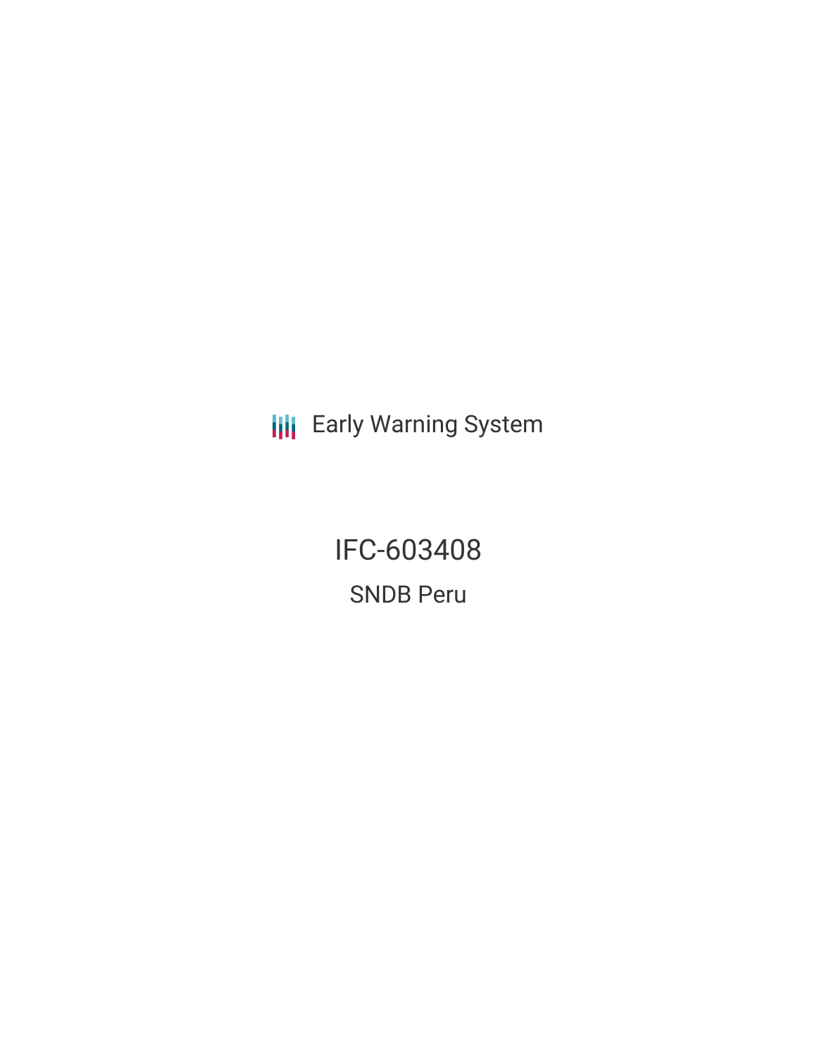Early Warning System

# IFC-603408

## SNDB Peru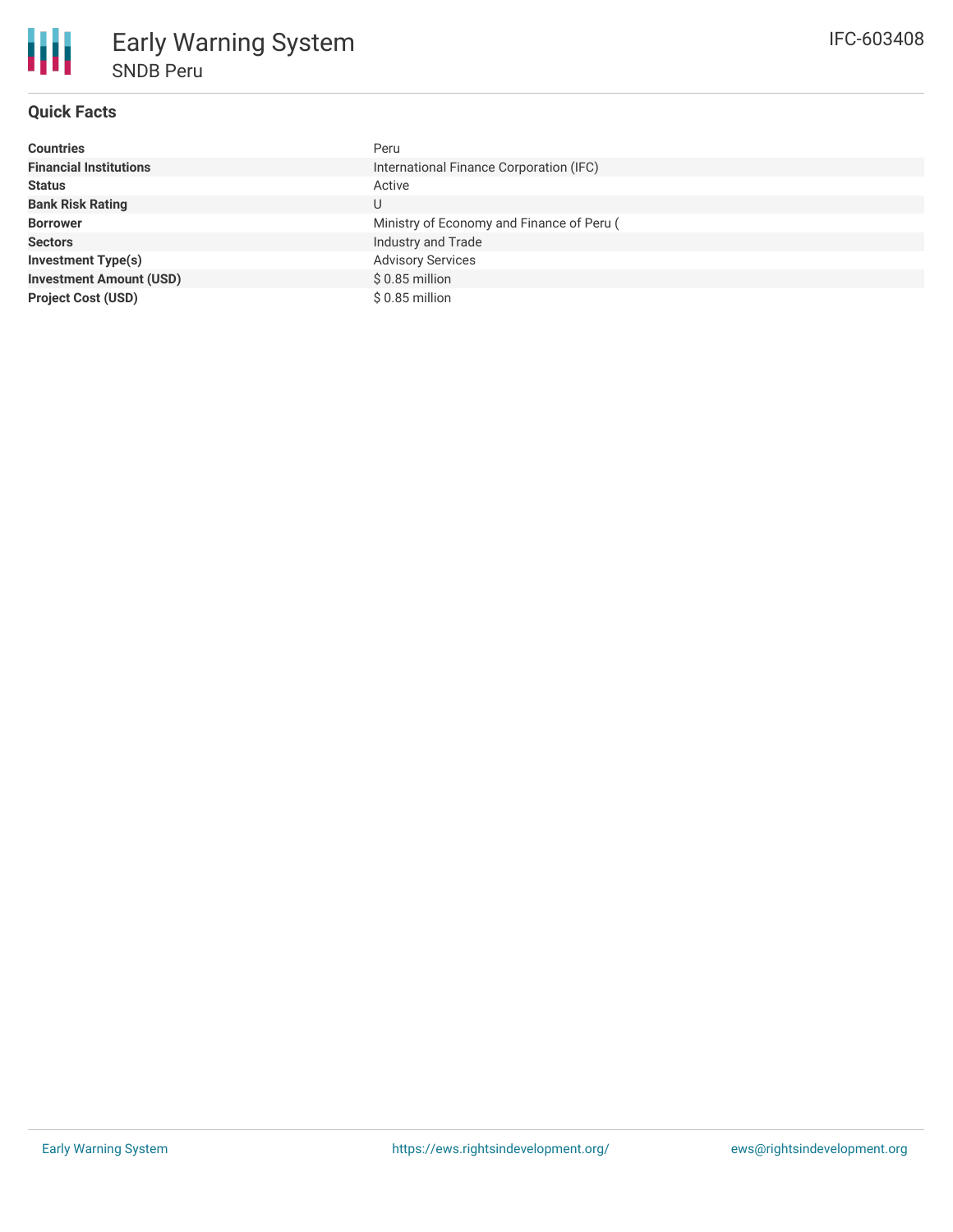# Early Warning System

## SNDB Peru

IFC-603408

### Quick Facts

| | |
|---|---|
| **Countries** | Peru |
| **Financial Institutions** | International Finance Corporation (IFC) |
| **Status** | Active |
| **Bank Risk Rating** | U |
| **Borrower** | Ministry of Economy and Finance of Peru ( |
| **Sectors** | Industry and Trade |
| **Investment Type(s)** | Advisory Services |
| **Investment Amount (USD)** | $ 0.85 million |
| **Project Cost (USD)** | $ 0.85 million |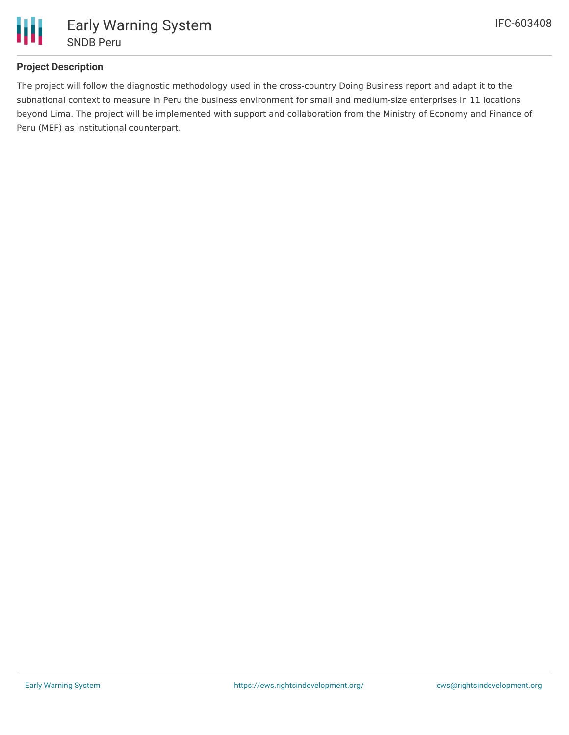## Project Description

The project will follow the diagnostic methodology used in the cross-country Doing Business report and adapt it to the subnational context to measure in Peru the business environment for small and medium-size enterprises in 11 locations beyond Lima. The project will be implemented with support and collaboration from the Ministry of Economy and Finance of Peru (MEF) as institutional counterpart.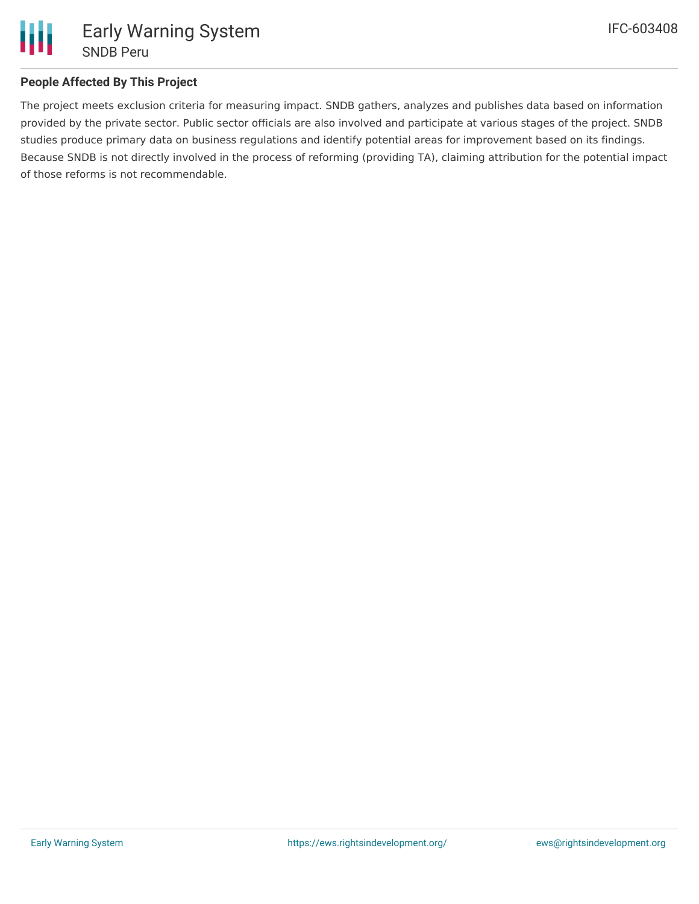## People Affected By This Project

The project meets exclusion criteria for measuring impact. SNDB gathers, analyzes and publishes data based on information provided by the private sector. Public sector officials are also involved and participate at various stages of the project. SNDB studies produce primary data on business regulations and identify potential areas for improvement based on its findings. Because SNDB is not directly involved in the process of reforming (providing TA), claiming attribution for the potential impact of those reforms is not recommendable.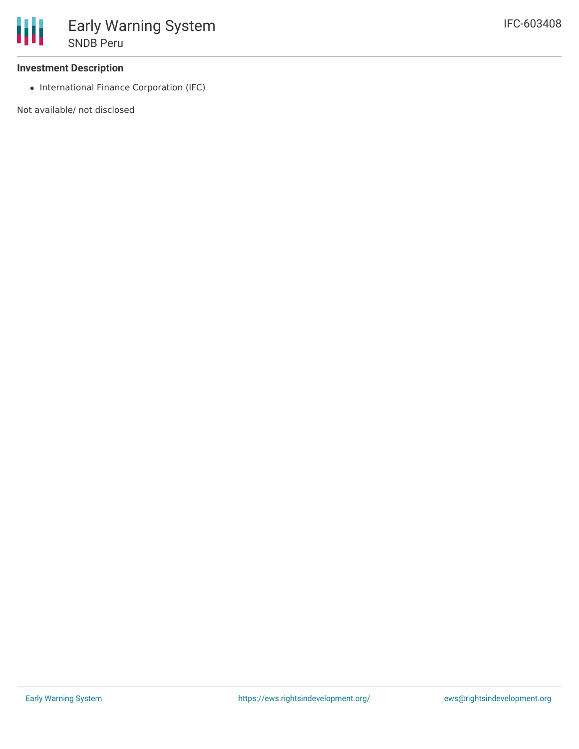### Investment Description

- International Finance Corporation (IFC)

Not available/ not disclosed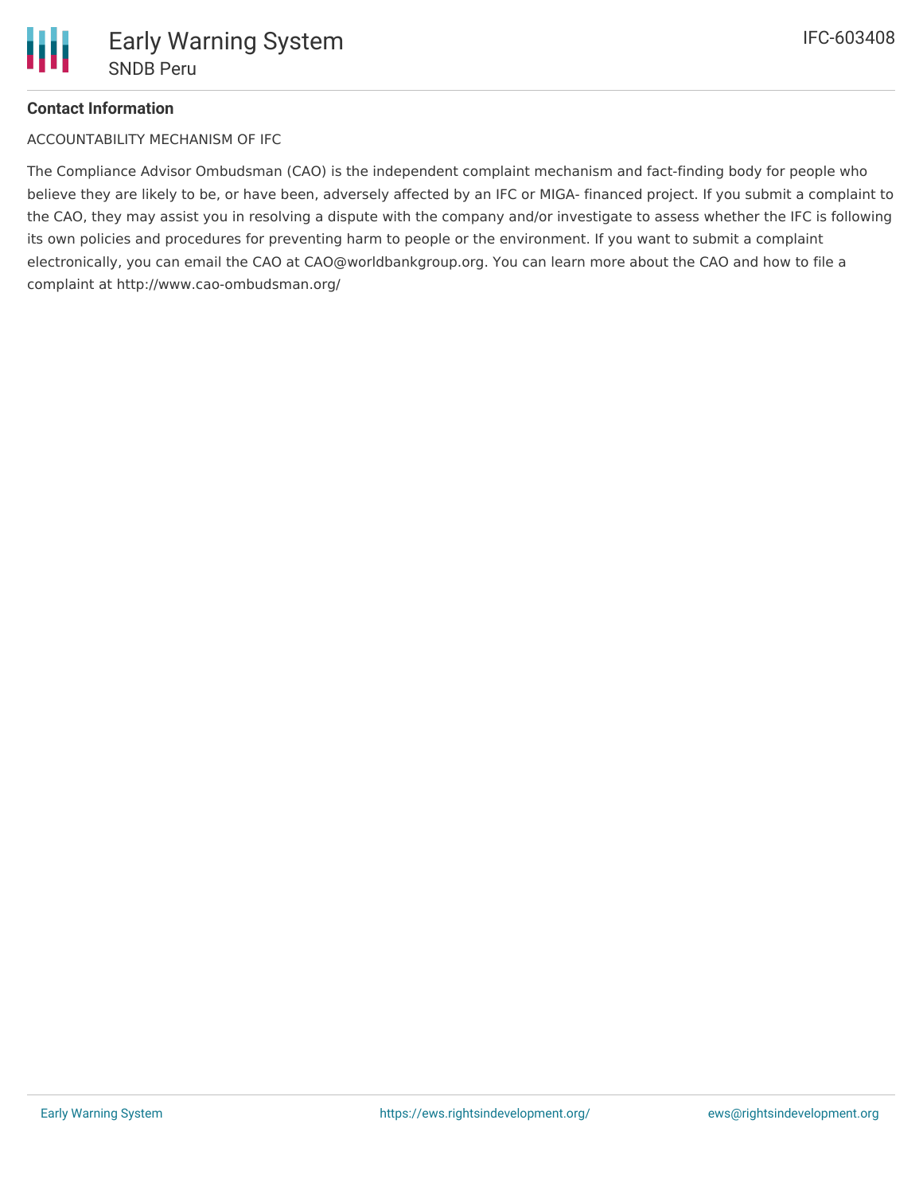## Contact Information

ACCOUNTABILITY MECHANISM OF IFC

The Compliance Advisor Ombudsman (CAO) is the independent complaint mechanism and fact-finding body for people who believe they are likely to be, or have been, adversely affected by an IFC or MIGA- financed project. If you submit a complaint to the CAO, they may assist you in resolving a dispute with the company and/or investigate to assess whether the IFC is following its own policies and procedures for preventing harm to people or the environment. If you want to submit a complaint electronically, you can email the CAO at CAO@worldbankgroup.org. You can learn more about the CAO and how to file a complaint at http://www.cao-ombudsman.org/